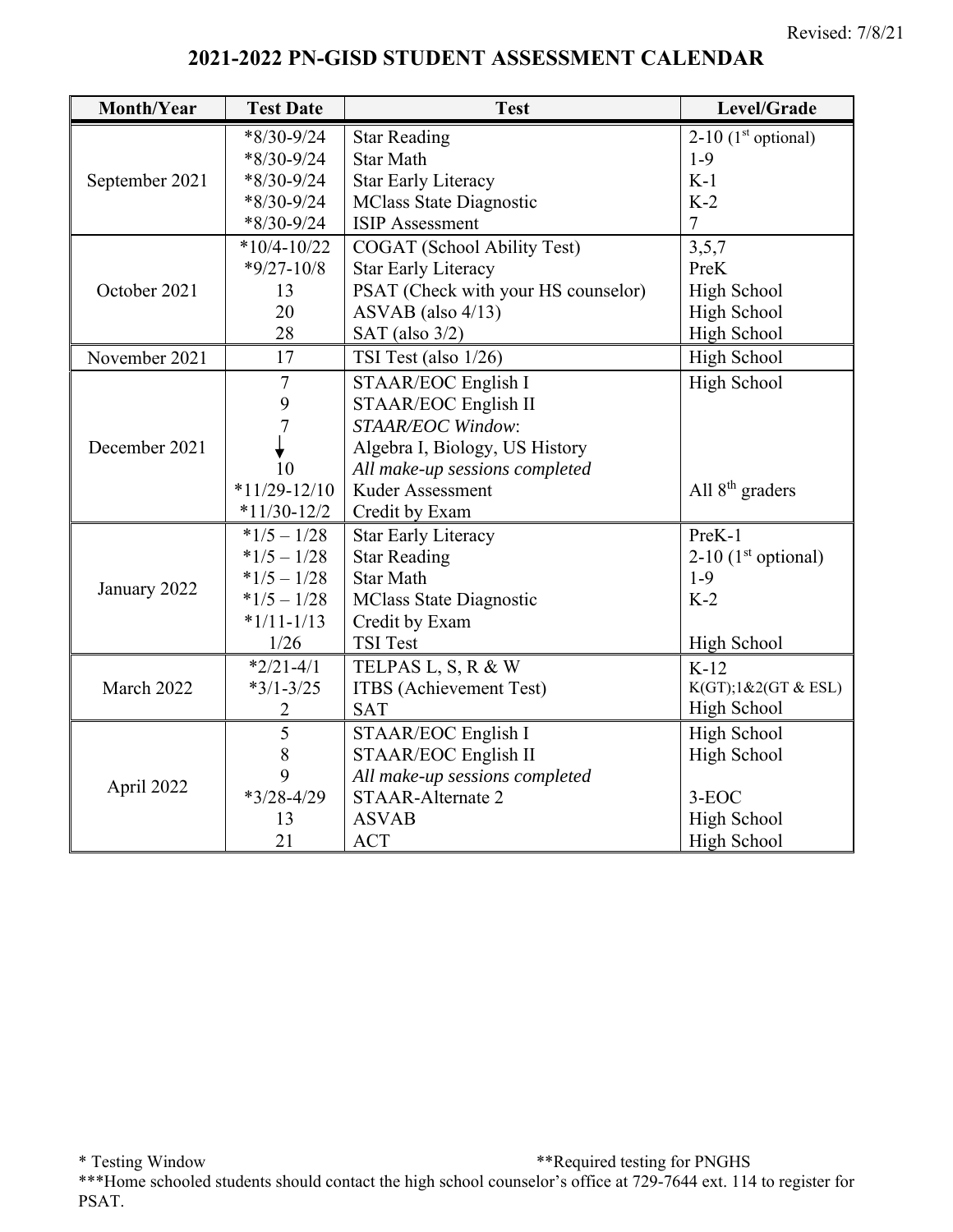Revised: 7/8/21

# 2021-2022 PN-GISD STUDENT ASSESSMENT CALENDAR

| Month/Year | Test Date | Test | Level/Grade |
|---|---|---|---|
| September 2021 | *8/30-9/24 | Star Reading | 2-10 (1st optional) |
| | *8/30-9/24 | Star Math | 1-9 |
| | *8/30-9/24 | Star Early Literacy | K-1 |
| | *8/30-9/24 | MClass State Diagnostic | K-2 |
| | *8/30-9/24 | ISIP Assessment | 7 |
| October 2021 | *10/4-10/22 | COGAT (School Ability Test) | 3,5,7 |
| | *9/27-10/8 | Star Early Literacy | PreK |
| | 13 | PSAT (Check with your HS counselor) | High School |
| | 20 | ASVAB (also 4/13) | High School |
| | 28 | SAT (also 3/2) | High School |
| November 2021 | 17 | TSI Test (also 1/26) | High School |
| December 2021 | 7 | STAAR/EOC English I | High School |
| | 9 | STAAR/EOC English II | |
| | 7 ↓ | *STAAR/EOC Window*: Algebra I, Biology, US History | |
| | 10 | *All make-up sessions completed* | |
| | *11/29-12/10 | Kuder Assessment | All 8th graders |
| | *11/30-12/2 | Credit by Exam | |
| January 2022 | *1/5 – 1/28 | Star Early Literacy | PreK-1 |
| | *1/5 – 1/28 | Star Reading | 2-10 (1st optional) |
| | *1/5 – 1/28 | Star Math | 1-9 |
| | *1/5 – 1/28 | MClass State Diagnostic | K-2 |
| | *1/11-1/13 | Credit by Exam | |
| | 1/26 | TSI Test | High School |
| March 2022 | *2/21-4/1 | TELPAS L, S, R & W | K-12 |
| | *3/1-3/25 | ITBS (Achievement Test) | K(GT);1&2(GT & ESL) |
| | 2 | SAT | High School |
| April 2022 | 5 | STAAR/EOC English I | High School |
| | 8 | STAAR/EOC English II | High School |
| | 9 | *All make-up sessions completed* | |
| | *3/28-4/29 | STAAR-Alternate 2 | 3-EOC |
| | 13 | ASVAB | High School |
| | 21 | ACT | High School |

* Testing Window  **Required testing for PNGHS

***Home schooled students should contact the high school counselor's office at 729-7644 ext. 114 to register for PSAT.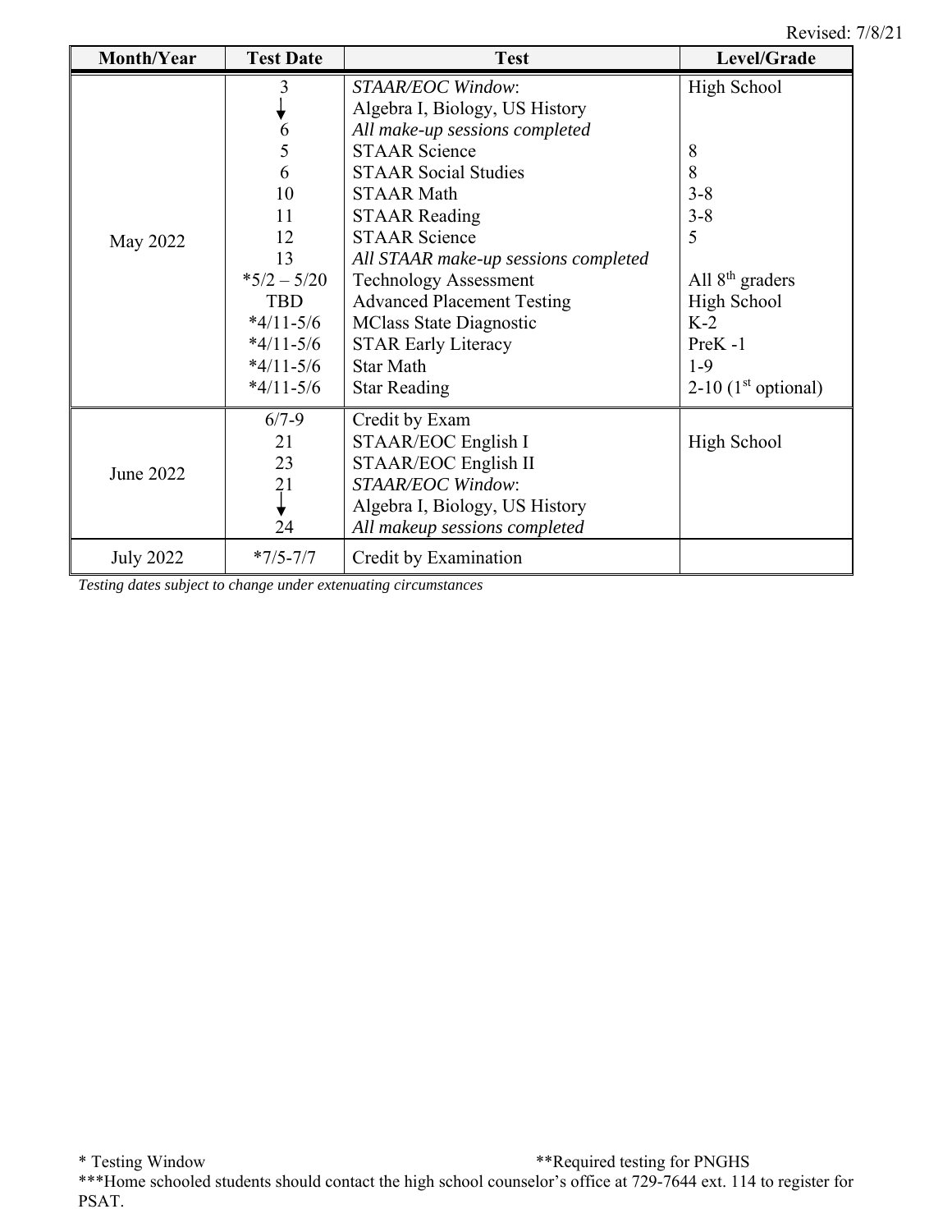Revised: 7/8/21

| Month/Year | Test Date | Test | Level/Grade |
|---|---|---|---|
| May 2022 | 3 ↓ 6 | *STAAR/EOC Window*: Algebra I, Biology, US History *All make-up sessions completed* | High School |
| | 5 | STAAR Science | 8 |
| | 6 | STAAR Social Studies | 8 |
| | 10 | STAAR Math | 3-8 |
| | 11 | STAAR Reading | 3-8 |
| | 12 | STAAR Science | 5 |
| | 13 | *All STAAR make-up sessions completed* | |
| | *5/2 – 5/20 | Technology Assessment | All 8th graders |
| | TBD | Advanced Placement Testing | High School |
| | *4/11-5/6 | MClass State Diagnostic | K-2 |
| | *4/11-5/6 | STAR Early Literacy | PreK -1 |
| | *4/11-5/6 | Star Math | 1-9 |
| | *4/11-5/6 | Star Reading | 2-10 (1st optional) |
| June 2022 | 6/7-9 | Credit by Exam | |
| | 21 | STAAR/EOC English I | High School |
| | 23 | STAAR/EOC English II | |
| | 21 ↓ 24 | *STAAR/EOC Window*: Algebra I, Biology, US History *All makeup sessions completed* | |
| July 2022 | *7/5-7/7 | Credit by Examination | |

*Testing dates subject to change under extenuating circumstances*

\* Testing Window   **Required testing for PNGHS

***Home schooled students should contact the high school counselor's office at 729-7644 ext. 114 to register for PSAT.